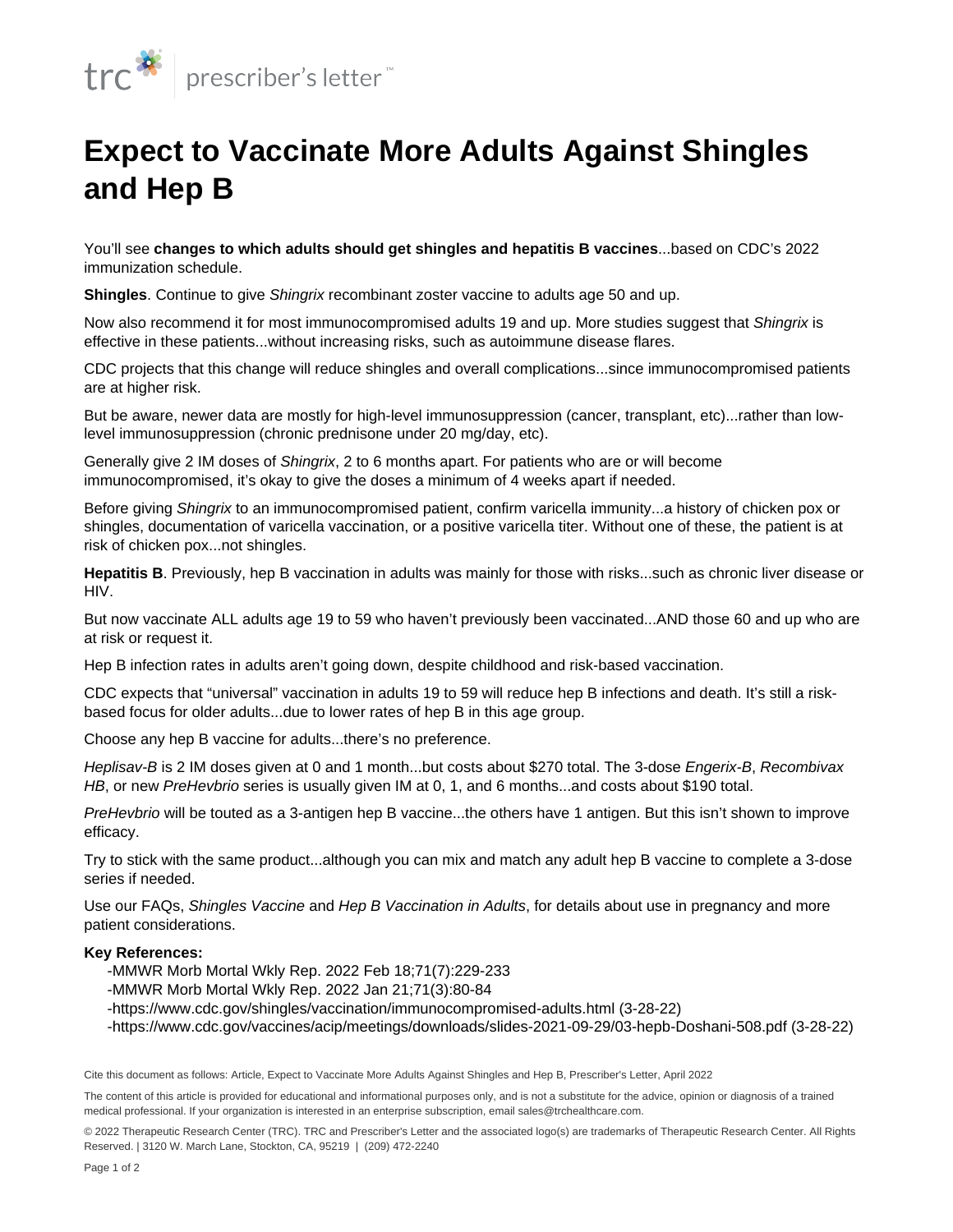trc | prescriber's letter™

# Expect to Vaccinate More Adults Against Shingles and Hep B

You'll see **changes to which adults should get shingles and hepatitis B vaccines**...based on CDC's 2022 immunization schedule.

**Shingles**. Continue to give *Shingrix* recombinant zoster vaccine to adults age 50 and up.

Now also recommend it for most immunocompromised adults 19 and up. More studies suggest that *Shingrix* is effective in these patients...without increasing risks, such as autoimmune disease flares.

CDC projects that this change will reduce shingles and overall complications...since immunocompromised patients are at higher risk.

But be aware, newer data are mostly for high-level immunosuppression (cancer, transplant, etc)...rather than low-level immunosuppression (chronic prednisone under 20 mg/day, etc).

Generally give 2 IM doses of *Shingrix*, 2 to 6 months apart. For patients who are or will become immunocompromised, it's okay to give the doses a minimum of 4 weeks apart if needed.

Before giving *Shingrix* to an immunocompromised patient, confirm varicella immunity...a history of chicken pox or shingles, documentation of varicella vaccination, or a positive varicella titer. Without one of these, the patient is at risk of chicken pox...not shingles.

**Hepatitis B**. Previously, hep B vaccination in adults was mainly for those with risks...such as chronic liver disease or HIV.

But now vaccinate ALL adults age 19 to 59 who haven't previously been vaccinated...AND those 60 and up who are at risk or request it.

Hep B infection rates in adults aren't going down, despite childhood and risk-based vaccination.

CDC expects that "universal" vaccination in adults 19 to 59 will reduce hep B infections and death. It's still a risk-based focus for older adults...due to lower rates of hep B in this age group.

Choose any hep B vaccine for adults...there's no preference.

*Heplisav-B* is 2 IM doses given at 0 and 1 month...but costs about $270 total. The 3-dose *Engerix-B*, *Recombivax HB*, or new *PreHevbrio* series is usually given IM at 0, 1, and 6 months...and costs about $190 total.

*PreHevbrio* will be touted as a 3-antigen hep B vaccine...the others have 1 antigen. But this isn't shown to improve efficacy.

Try to stick with the same product...although you can mix and match any adult hep B vaccine to complete a 3-dose series if needed.

Use our FAQs, *Shingles Vaccine* and *Hep B Vaccination in Adults*, for details about use in pregnancy and more patient considerations.

**Key References:**

- -MMWR Morb Mortal Wkly Rep. 2022 Feb 18;71(7):229-233
- -MMWR Morb Mortal Wkly Rep. 2022 Jan 21;71(3):80-84
- -https://www.cdc.gov/shingles/vaccination/immunocompromised-adults.html (3-28-22)
- -https://www.cdc.gov/vaccines/acip/meetings/downloads/slides-2021-09-29/03-hepb-Doshani-508.pdf (3-28-22)

Cite this document as follows: Article, Expect to Vaccinate More Adults Against Shingles and Hep B, Prescriber's Letter, April 2022

The content of this article is provided for educational and informational purposes only, and is not a substitute for the advice, opinion or diagnosis of a trained medical professional. If your organization is interested in an enterprise subscription, email sales@trchealthcare.com.

© 2022 Therapeutic Research Center (TRC). TRC and Prescriber's Letter and the associated logo(s) are trademarks of Therapeutic Research Center. All Rights Reserved. | 3120 W. March Lane, Stockton, CA, 95219 | (209) 472-2240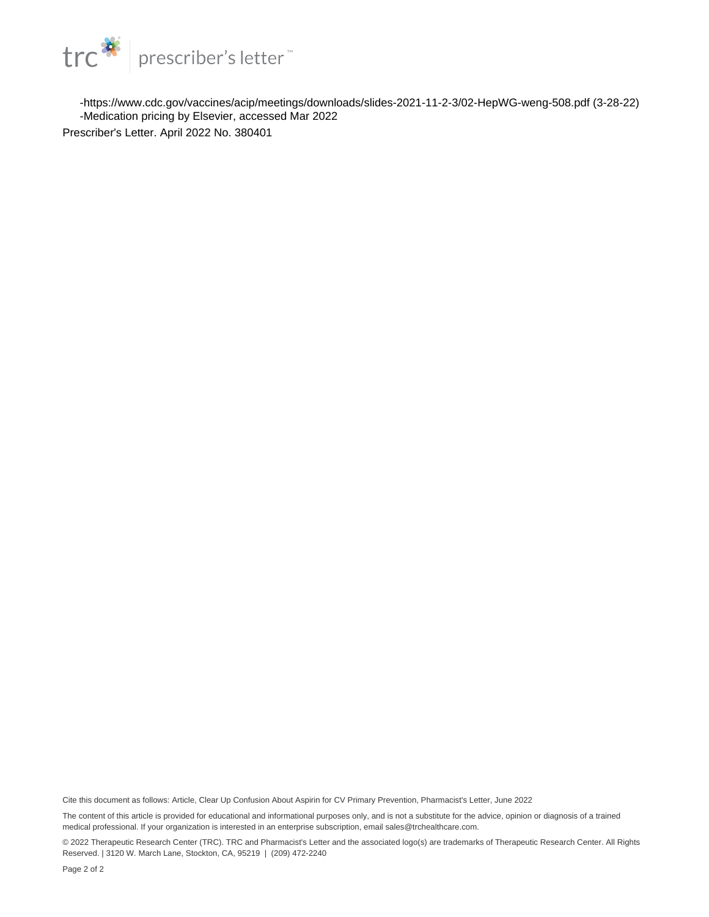-https://www.cdc.gov/vaccines/acip/meetings/downloads/slides-2021-11-2-3/02-HepWG-weng-508.pdf (3-28-22)
-Medication pricing by Elsevier, accessed Mar 2022

Prescriber's Letter. April 2022 No. 380401

Cite this document as follows: Article, Clear Up Confusion About Aspirin for CV Primary Prevention, Pharmacist's Letter, June 2022

The content of this article is provided for educational and informational purposes only, and is not a substitute for the advice, opinion or diagnosis of a trained medical professional. If your organization is interested in an enterprise subscription, email sales@trchealthcare.com.

© 2022 Therapeutic Research Center (TRC). TRC and Pharmacist's Letter and the associated logo(s) are trademarks of Therapeutic Research Center. All Rights Reserved. | 3120 W. March Lane, Stockton, CA, 95219 | (209) 472-2240